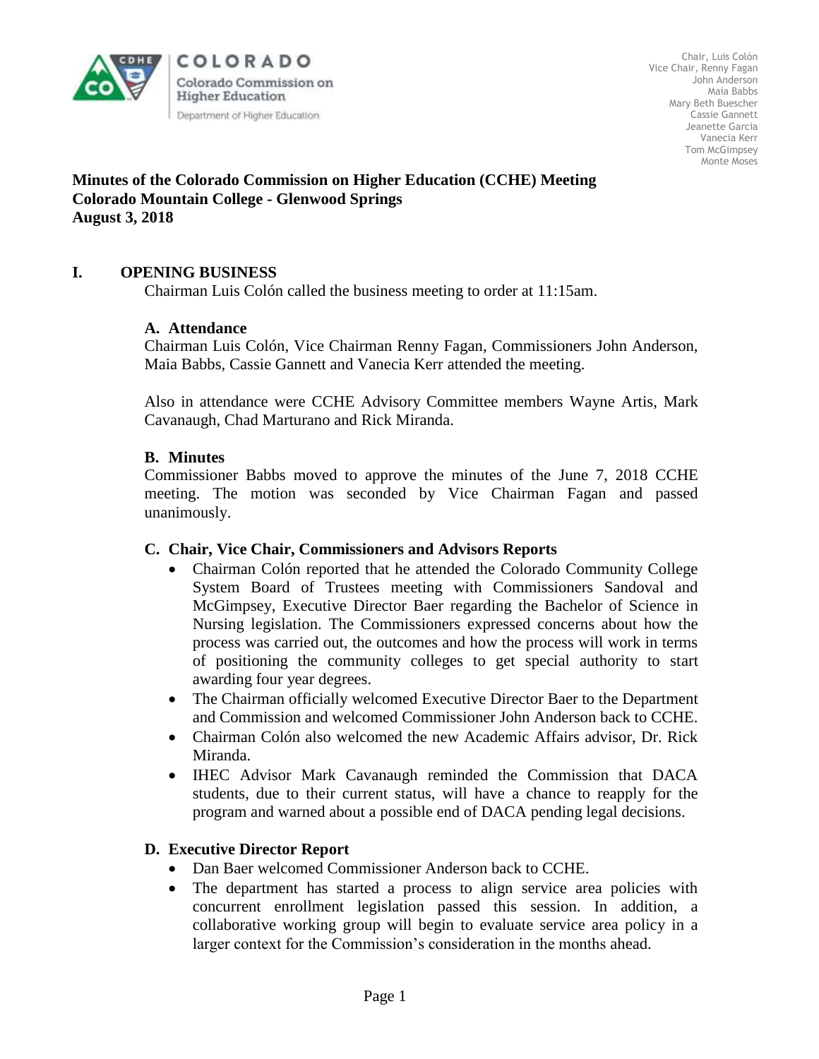COLORADO

Colorado Commission on Higher Education

Department of Higher Education

Chair, Luis Colón
Vice Chair, Renny Fagan
John Anderson
Maia Babbs
Mary Beth Buescher
Cassie Gannett
Jeanette Garcia
Vanecia Kerr
Tom McGimpsey
Monte Moses

**Minutes of the Colorado Commission on Higher Education (CCHE) Meeting**
**Colorado Mountain College - Glenwood Springs**
**August 3, 2018**

## I. OPENING BUSINESS

Chairman Luis Colón called the business meeting to order at 11:15am.

### A. Attendance

Chairman Luis Colón, Vice Chairman Renny Fagan, Commissioners John Anderson, Maia Babbs, Cassie Gannett and Vanecia Kerr attended the meeting.

Also in attendance were CCHE Advisory Committee members Wayne Artis, Mark Cavanaugh, Chad Marturano and Rick Miranda.

### B. Minutes

Commissioner Babbs moved to approve the minutes of the June 7, 2018 CCHE meeting. The motion was seconded by Vice Chairman Fagan and passed unanimously.

### C. Chair, Vice Chair, Commissioners and Advisors Reports

- Chairman Colón reported that he attended the Colorado Community College System Board of Trustees meeting with Commissioners Sandoval and McGimpsey, Executive Director Baer regarding the Bachelor of Science in Nursing legislation. The Commissioners expressed concerns about how the process was carried out, the outcomes and how the process will work in terms of positioning the community colleges to get special authority to start awarding four year degrees.
- The Chairman officially welcomed Executive Director Baer to the Department and Commission and welcomed Commissioner John Anderson back to CCHE.
- Chairman Colón also welcomed the new Academic Affairs advisor, Dr. Rick Miranda.
- IHEC Advisor Mark Cavanaugh reminded the Commission that DACA students, due to their current status, will have a chance to reapply for the program and warned about a possible end of DACA pending legal decisions.

### D. Executive Director Report

- Dan Baer welcomed Commissioner Anderson back to CCHE.
- The department has started a process to align service area policies with concurrent enrollment legislation passed this session. In addition, a collaborative working group will begin to evaluate service area policy in a larger context for the Commission's consideration in the months ahead.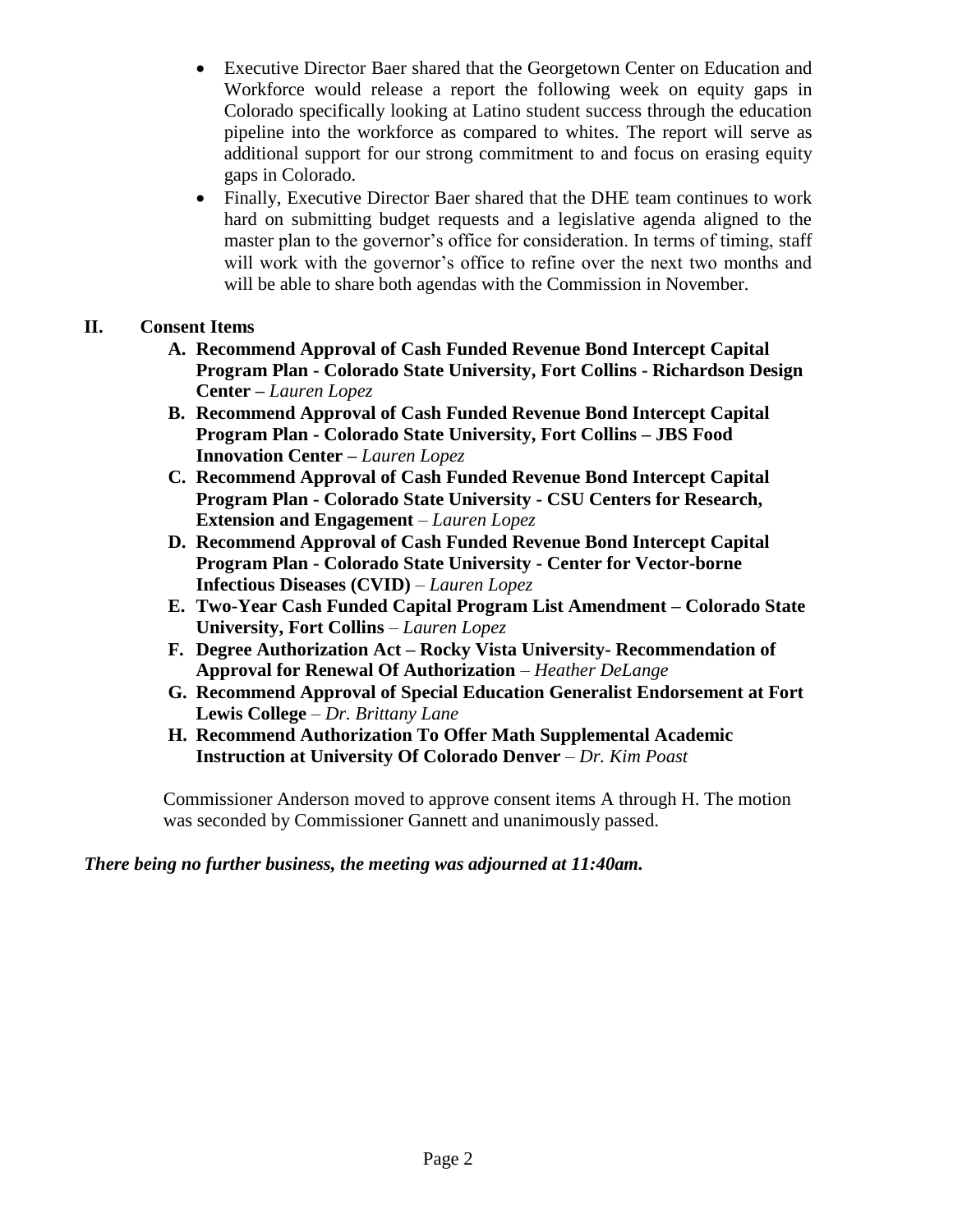- Executive Director Baer shared that the Georgetown Center on Education and Workforce would release a report the following week on equity gaps in Colorado specifically looking at Latino student success through the education pipeline into the workforce as compared to whites. The report will serve as additional support for our strong commitment to and focus on erasing equity gaps in Colorado.
- Finally, Executive Director Baer shared that the DHE team continues to work hard on submitting budget requests and a legislative agenda aligned to the master plan to the governor's office for consideration. In terms of timing, staff will work with the governor's office to refine over the next two months and will be able to share both agendas with the Commission in November.

## II. Consent Items

A. **Recommend Approval of Cash Funded Revenue Bond Intercept Capital Program Plan - Colorado State University, Fort Collins - Richardson Design Center –** *Lauren Lopez*

B. **Recommend Approval of Cash Funded Revenue Bond Intercept Capital Program Plan - Colorado State University, Fort Collins – JBS Food Innovation Center –** *Lauren Lopez*

C. **Recommend Approval of Cash Funded Revenue Bond Intercept Capital Program Plan - Colorado State University - CSU Centers for Research, Extension and Engagement** – *Lauren Lopez*

D. **Recommend Approval of Cash Funded Revenue Bond Intercept Capital Program Plan - Colorado State University - Center for Vector-borne Infectious Diseases (CVID)** – *Lauren Lopez*

E. **Two-Year Cash Funded Capital Program List Amendment – Colorado State University, Fort Collins** – *Lauren Lopez*

F. **Degree Authorization Act – Rocky Vista University- Recommendation of Approval for Renewal Of Authorization** – *Heather DeLange*

G. **Recommend Approval of Special Education Generalist Endorsement at Fort Lewis College** – *Dr. Brittany Lane*

H. **Recommend Authorization To Offer Math Supplemental Academic Instruction at University Of Colorado Denver** – *Dr. Kim Poast*

Commissioner Anderson moved to approve consent items A through H. The motion was seconded by Commissioner Gannett and unanimously passed.

***There being no further business, the meeting was adjourned at 11:40am.***